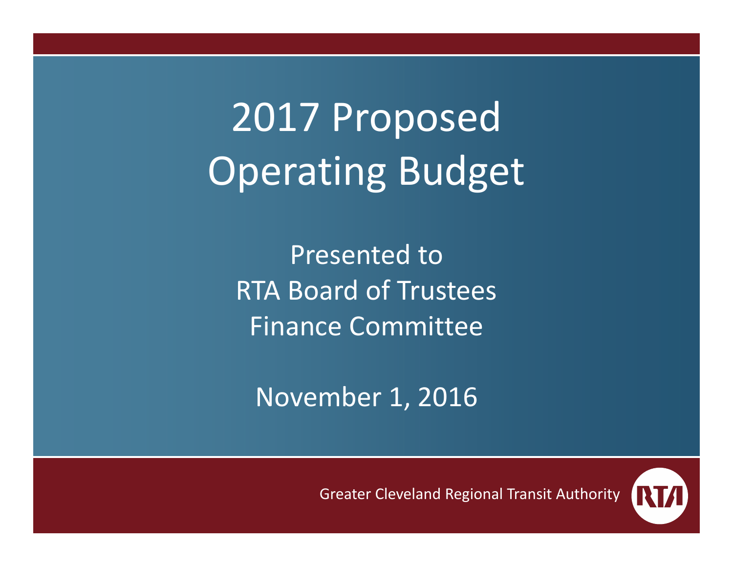# 2017 Proposed Operating Budget

Presented to
RTA Board of Trustees
Finance Committee

November 1, 2016

Greater Cleveland Regional Transit Authority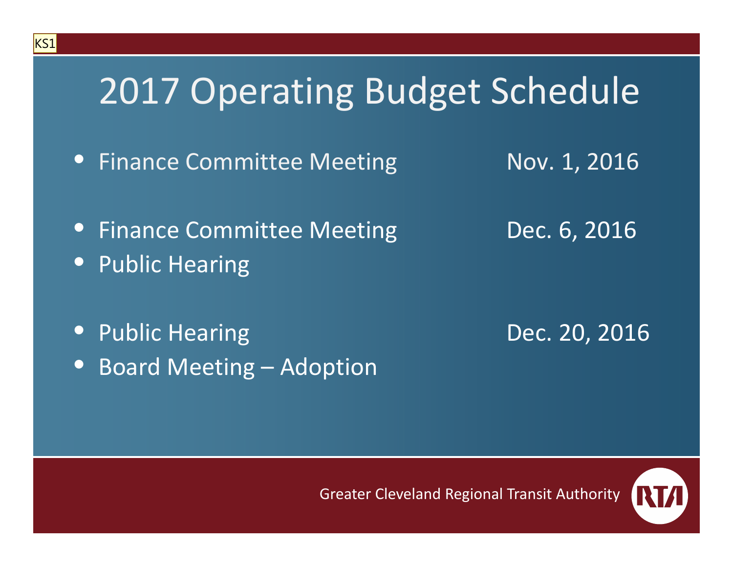# 2017 Operating Budget Schedule

| | |
|---|---|
| • Finance Committee Meeting | Nov. 1, 2016 |
| • Finance Committee Meeting | Dec. 6, 2016 |
| • Public Hearing | |
| • Public Hearing | Dec. 20, 2016 |
| • Board Meeting – Adoption | |

Greater Cleveland Regional Transit Authority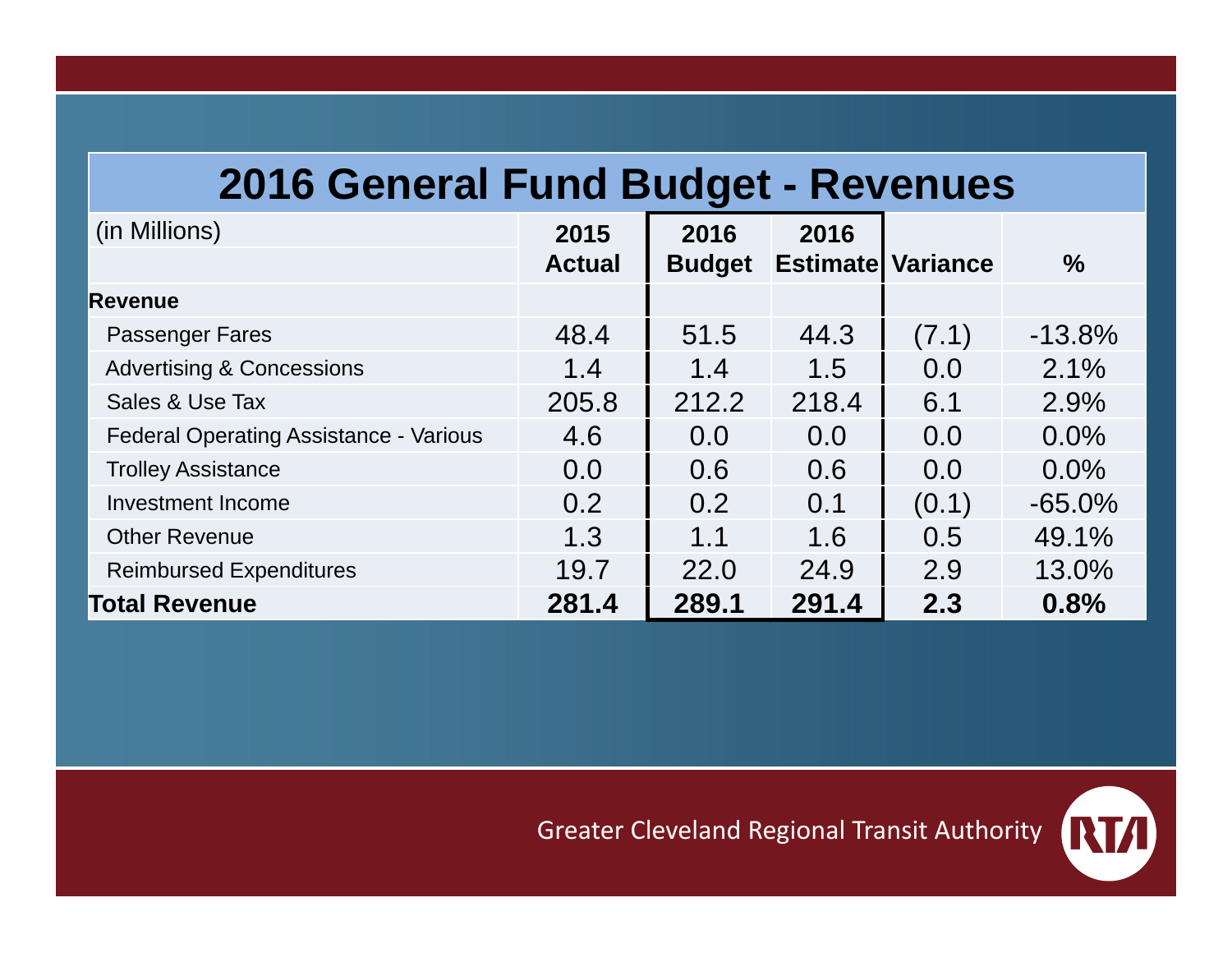# 2016 General Fund Budget - Revenues

| (in Millions) | 2015 Actual | 2016 Budget | 2016 Estimate | Variance | % |
|---|---|---|---|---|---|
| **Revenue** | | | | | |
| Passenger Fares | 48.4 | 51.5 | 44.3 | (7.1) | -13.8% |
| Advertising & Concessions | 1.4 | 1.4 | 1.5 | 0.0 | 2.1% |
| Sales & Use Tax | 205.8 | 212.2 | 218.4 | 6.1 | 2.9% |
| Federal Operating Assistance - Various | 4.6 | 0.0 | 0.0 | 0.0 | 0.0% |
| Trolley Assistance | 0.0 | 0.6 | 0.6 | 0.0 | 0.0% |
| Investment Income | 0.2 | 0.2 | 0.1 | (0.1) | -65.0% |
| Other Revenue | 1.3 | 1.1 | 1.6 | 0.5 | 49.1% |
| Reimbursed Expenditures | 19.7 | 22.0 | 24.9 | 2.9 | 13.0% |
| **Total Revenue** | **281.4** | **289.1** | **291.4** | **2.3** | **0.8%** |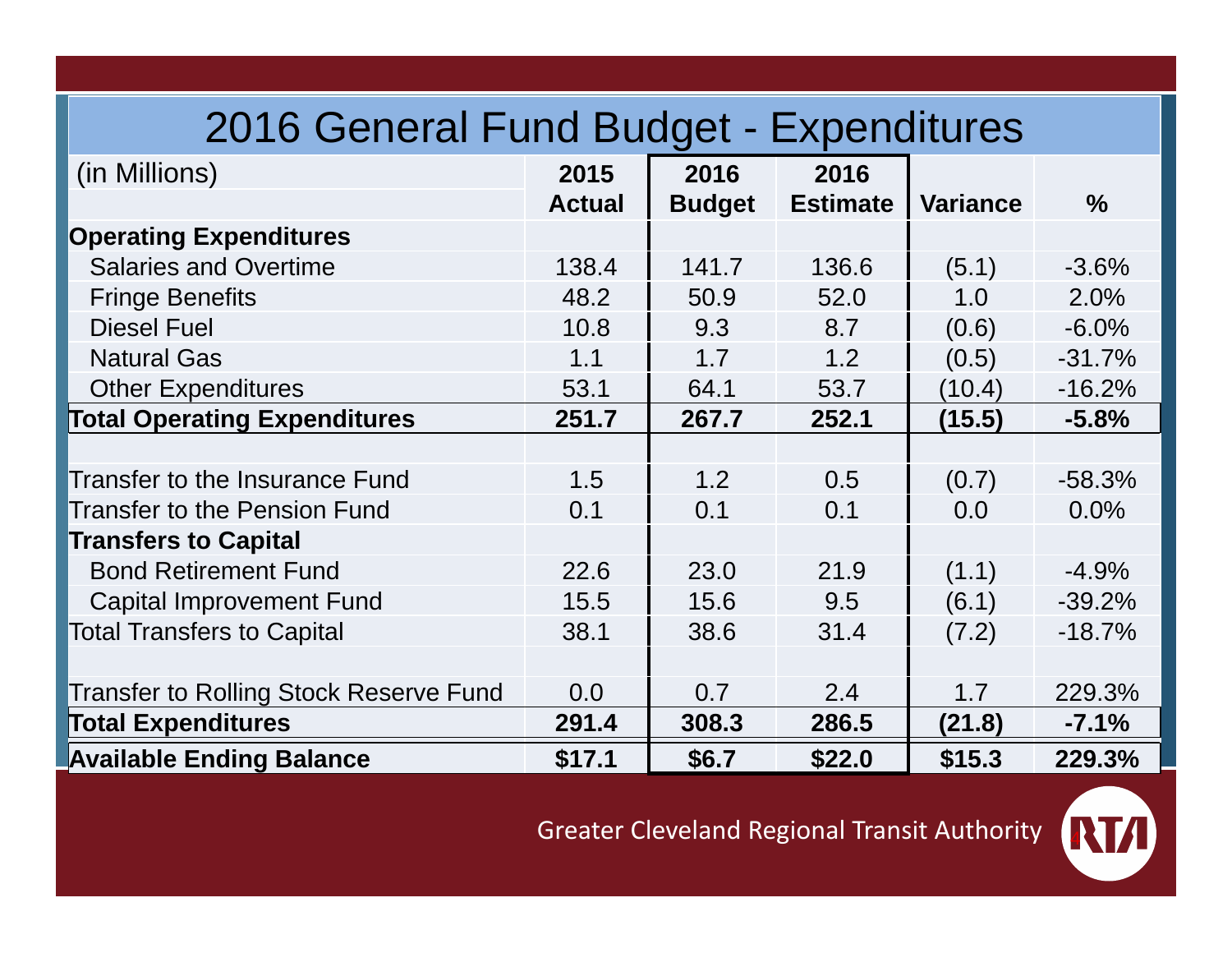# 2016 General Fund Budget - Expenditures

| (in Millions) | 2015 Actual | 2016 Budget | 2016 Estimate | Variance | % |
|---|---|---|---|---|---|
| **Operating Expenditures** | | | | | |
| Salaries and Overtime | 138.4 | 141.7 | 136.6 | (5.1) | -3.6% |
| Fringe Benefits | 48.2 | 50.9 | 52.0 | 1.0 | 2.0% |
| Diesel Fuel | 10.8 | 9.3 | 8.7 | (0.6) | -6.0% |
| Natural Gas | 1.1 | 1.7 | 1.2 | (0.5) | -31.7% |
| Other Expenditures | 53.1 | 64.1 | 53.7 | (10.4) | -16.2% |
| **Total Operating Expenditures** | **251.7** | **267.7** | **252.1** | **(15.5)** | **-5.8%** |
| | | | | | |
| Transfer to the Insurance Fund | 1.5 | 1.2 | 0.5 | (0.7) | -58.3% |
| Transfer to the Pension Fund | 0.1 | 0.1 | 0.1 | 0.0 | 0.0% |
| **Transfers to Capital** | | | | | |
| Bond Retirement Fund | 22.6 | 23.0 | 21.9 | (1.1) | -4.9% |
| Capital Improvement Fund | 15.5 | 15.6 | 9.5 | (6.1) | -39.2% |
| Total Transfers to Capital | 38.1 | 38.6 | 31.4 | (7.2) | -18.7% |
| | | | | | |
| Transfer to Rolling Stock Reserve Fund | 0.0 | 0.7 | 2.4 | 1.7 | 229.3% |
| **Total Expenditures** | **291.4** | **308.3** | **286.5** | **(21.8)** | **-7.1%** |
| **Available Ending Balance** | **$17.1** | **$6.7** | **$22.0** | **$15.3** | **229.3%** |

Greater Cleveland Regional Transit Authority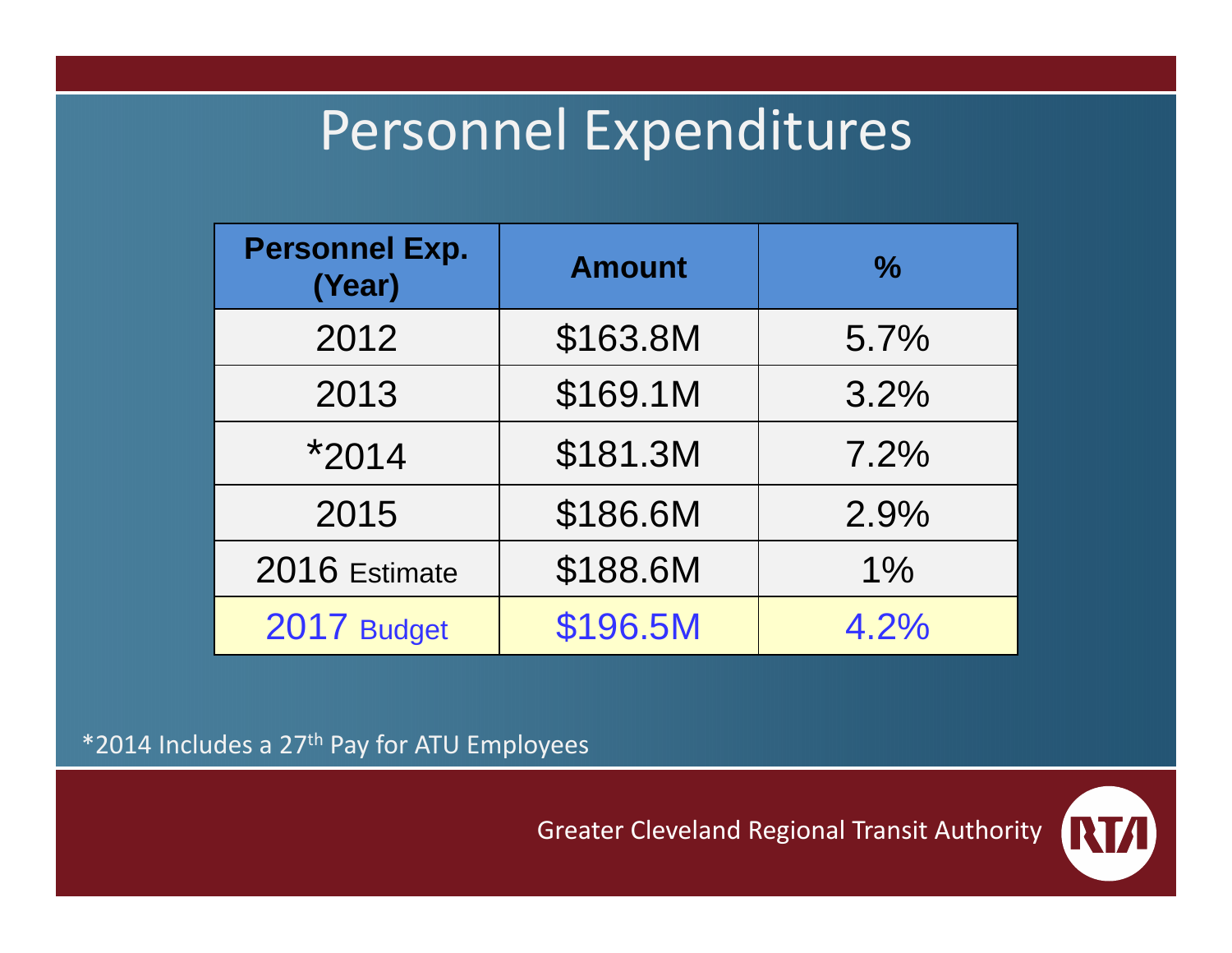# Personnel Expenditures

| Personnel Exp. (Year) | Amount | % |
|---|---|---|
| 2012 | $163.8M | 5.7% |
| 2013 | $169.1M | 3.2% |
| *2014 | $181.3M | 7.2% |
| 2015 | $186.6M | 2.9% |
| 2016 Estimate | $188.6M | 1% |
| 2017 Budget | $196.5M | 4.2% |

*2014 Includes a 27th Pay for ATU Employees

Greater Cleveland Regional Transit Authority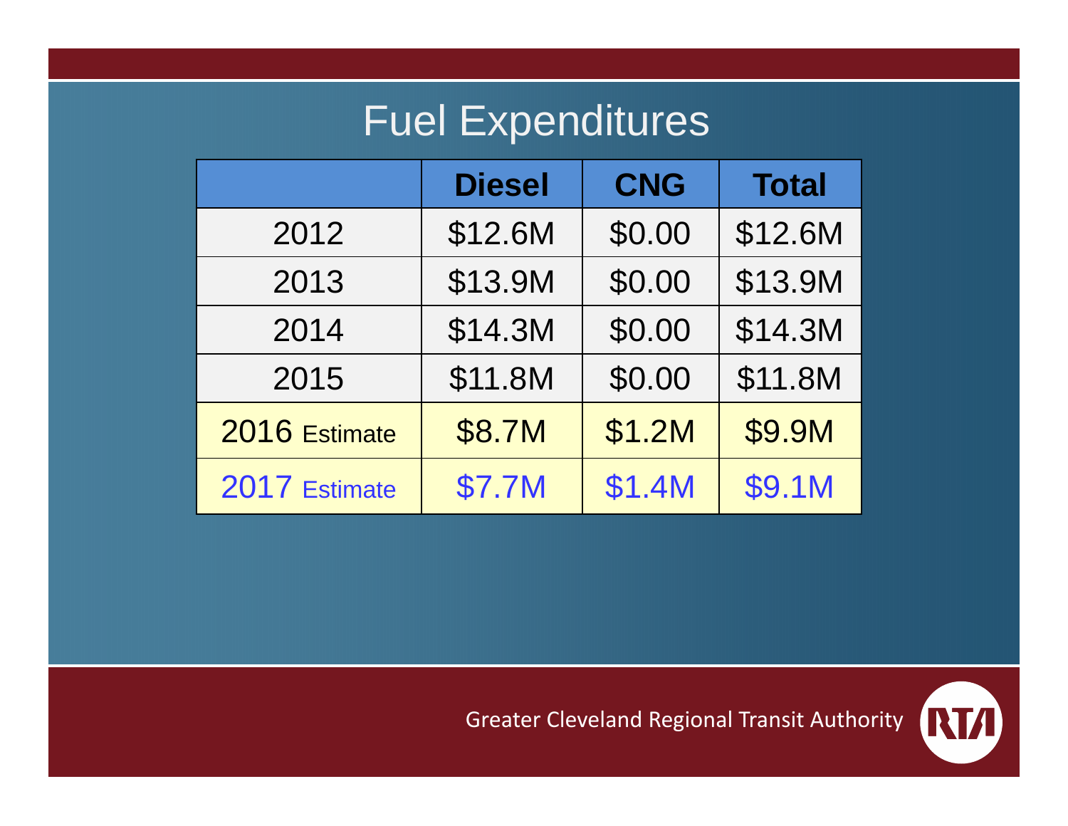# Fuel Expenditures

| | Diesel | CNG | Total |
|---|---|---|---|
| 2012 | $12.6M | $0.00 | $12.6M |
| 2013 | $13.9M | $0.00 | $13.9M |
| 2014 | $14.3M | $0.00 | $14.3M |
| 2015 | $11.8M | $0.00 | $11.8M |
| 2016 Estimate | $8.7M | $1.2M | $9.9M |
| 2017 Estimate | $7.7M | $1.4M | $9.1M |

Greater Cleveland Regional Transit Authority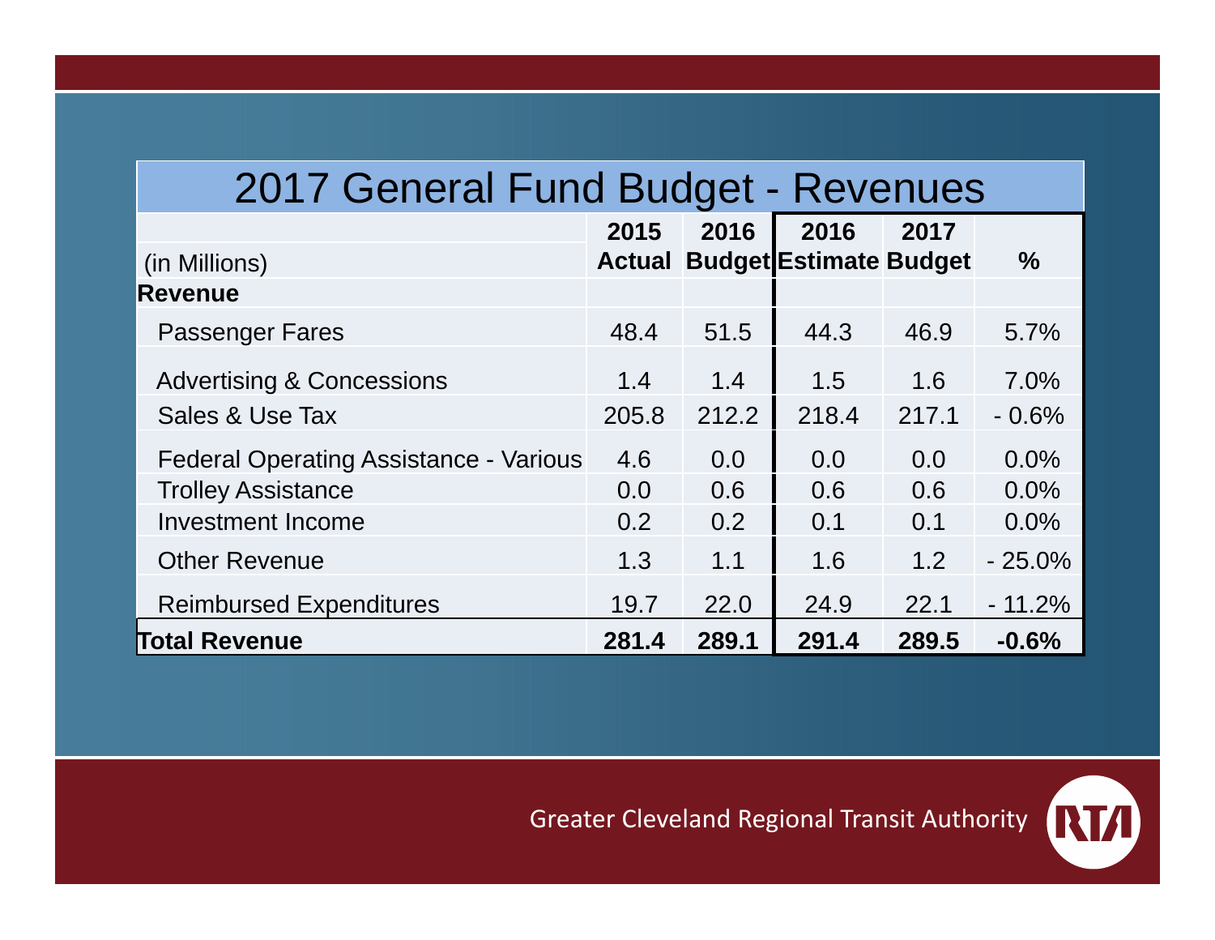# 2017 General Fund Budget - Revenues

| (in Millions) | 2015 Actual | 2016 Budget | 2016 Estimate | 2017 Budget | % |
|---|---|---|---|---|---|
| **Revenue** | | | | | |
| Passenger Fares | 48.4 | 51.5 | 44.3 | 46.9 | 5.7% |
| Advertising & Concessions | 1.4 | 1.4 | 1.5 | 1.6 | 7.0% |
| Sales & Use Tax | 205.8 | 212.2 | 218.4 | 217.1 | - 0.6% |
| Federal Operating Assistance - Various | 4.6 | 0.0 | 0.0 | 0.0 | 0.0% |
| Trolley Assistance | 0.0 | 0.6 | 0.6 | 0.6 | 0.0% |
| Investment Income | 0.2 | 0.2 | 0.1 | 0.1 | 0.0% |
| Other Revenue | 1.3 | 1.1 | 1.6 | 1.2 | - 25.0% |
| Reimbursed Expenditures | 19.7 | 22.0 | 24.9 | 22.1 | - 11.2% |
| **Total Revenue** | **281.4** | **289.1** | **291.4** | **289.5** | **-0.6%** |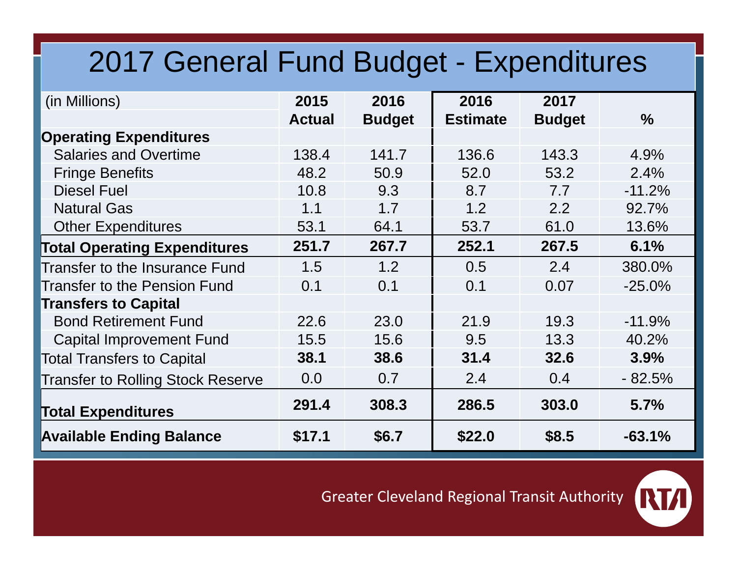# 2017 General Fund Budget - Expenditures

| (in Millions) | 2015 Actual | 2016 Budget | 2016 Estimate | 2017 Budget | % |
|---|---|---|---|---|---|
| **Operating Expenditures** | | | | | |
| Salaries and Overtime | 138.4 | 141.7 | 136.6 | 143.3 | 4.9% |
| Fringe Benefits | 48.2 | 50.9 | 52.0 | 53.2 | 2.4% |
| Diesel Fuel | 10.8 | 9.3 | 8.7 | 7.7 | -11.2% |
| Natural Gas | 1.1 | 1.7 | 1.2 | 2.2 | 92.7% |
| Other Expenditures | 53.1 | 64.1 | 53.7 | 61.0 | 13.6% |
| **Total Operating Expenditures** | **251.7** | **267.7** | **252.1** | **267.5** | **6.1%** |
| Transfer to the Insurance Fund | 1.5 | 1.2 | 0.5 | 2.4 | 380.0% |
| Transfer to the Pension Fund | 0.1 | 0.1 | 0.1 | 0.07 | -25.0% |
| **Transfers to Capital** | | | | | |
| Bond Retirement Fund | 22.6 | 23.0 | 21.9 | 19.3 | -11.9% |
| Capital Improvement Fund | 15.5 | 15.6 | 9.5 | 13.3 | 40.2% |
| Total Transfers to Capital | **38.1** | **38.6** | **31.4** | **32.6** | **3.9%** |
| Transfer to Rolling Stock Reserve | 0.0 | 0.7 | 2.4 | 0.4 | - 82.5% |
| **Total Expenditures** | **291.4** | **308.3** | **286.5** | **303.0** | **5.7%** |
| **Available Ending Balance** | **$17.1** | **$6.7** | **$22.0** | **$8.5** | **-63.1%** |

Greater Cleveland Regional Transit Authority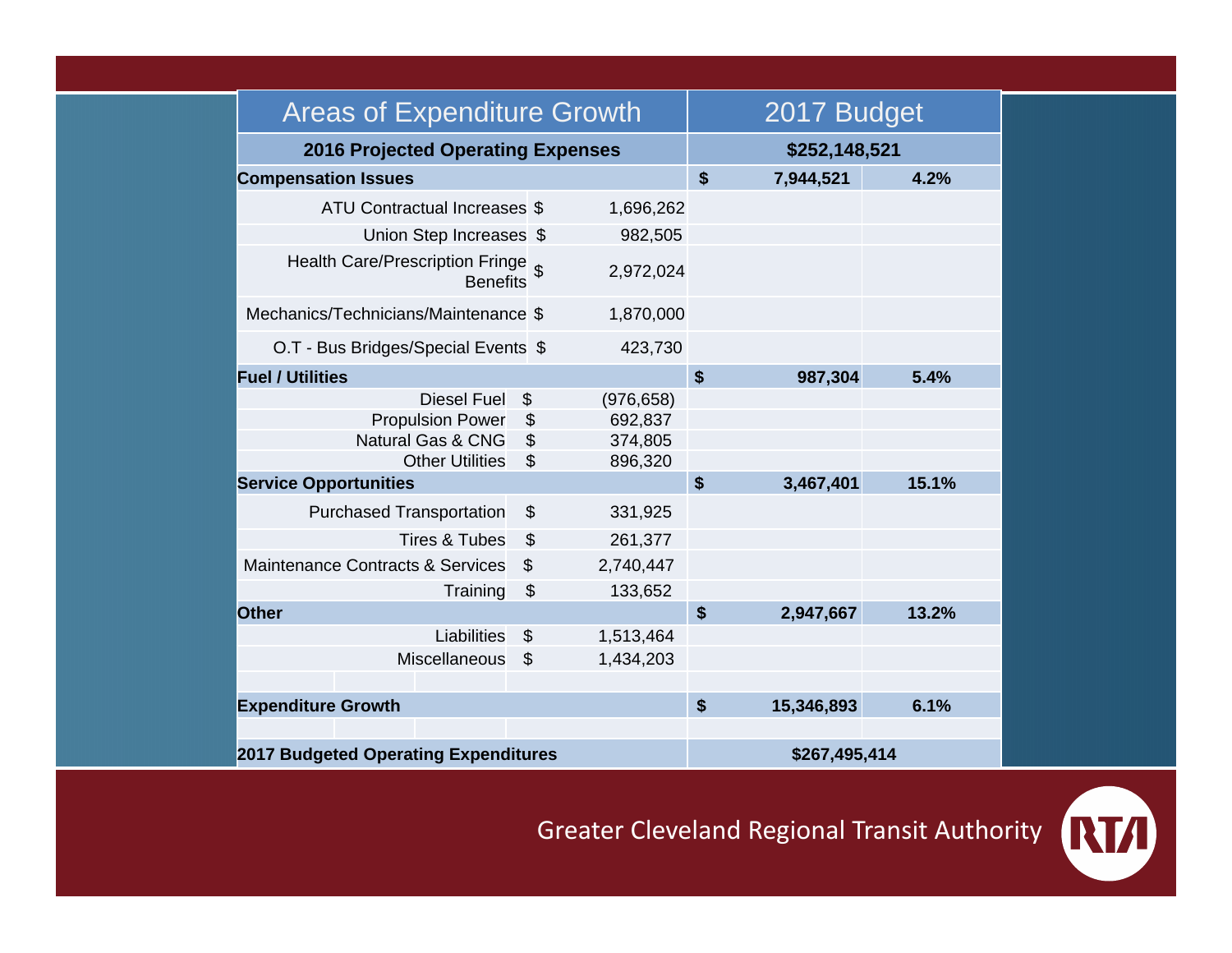| Areas of Expenditure Growth | | | 2017 Budget | | |
|---|---|---|---|---|---|
| **2016 Projected Operating Expenses** | | | **$252,148,521** | | |
| **Compensation Issues** | | | **$** | **7,944,521** | **4.2%** |
| ATU Contractual Increases | $ | 1,696,262 | | | |
| Union Step Increases | $ | 982,505 | | | |
| Health Care/Prescription Fringe Benefits | $ | 2,972,024 | | | |
| Mechanics/Technicians/Maintenance | $ | 1,870,000 | | | |
| O.T - Bus Bridges/Special Events | $ | 423,730 | | | |
| **Fuel / Utilities** | | | **$** | **987,304** | **5.4%** |
| Diesel Fuel | $ | (976,658) | | | |
| Propulsion Power | $ | 692,837 | | | |
| Natural Gas & CNG | $ | 374,805 | | | |
| Other Utilities | $ | 896,320 | | | |
| **Service Opportunities** | | | **$** | **3,467,401** | **15.1%** |
| Purchased Transportation | $ | 331,925 | | | |
| Tires & Tubes | $ | 261,377 | | | |
| Maintenance Contracts & Services | $ | 2,740,447 | | | |
| Training | $ | 133,652 | | | |
| **Other** | | | **$** | **2,947,667** | **13.2%** |
| Liabilities | $ | 1,513,464 | | | |
| Miscellaneous | $ | 1,434,203 | | | |
| | | | | | |
| **Expenditure Growth** | | | **$** | **15,346,893** | **6.1%** |
| | | | | | |
| **2017 Budgeted Operating Expenditures** | | | **$267,495,414** | | |

Greater Cleveland Regional Transit Authority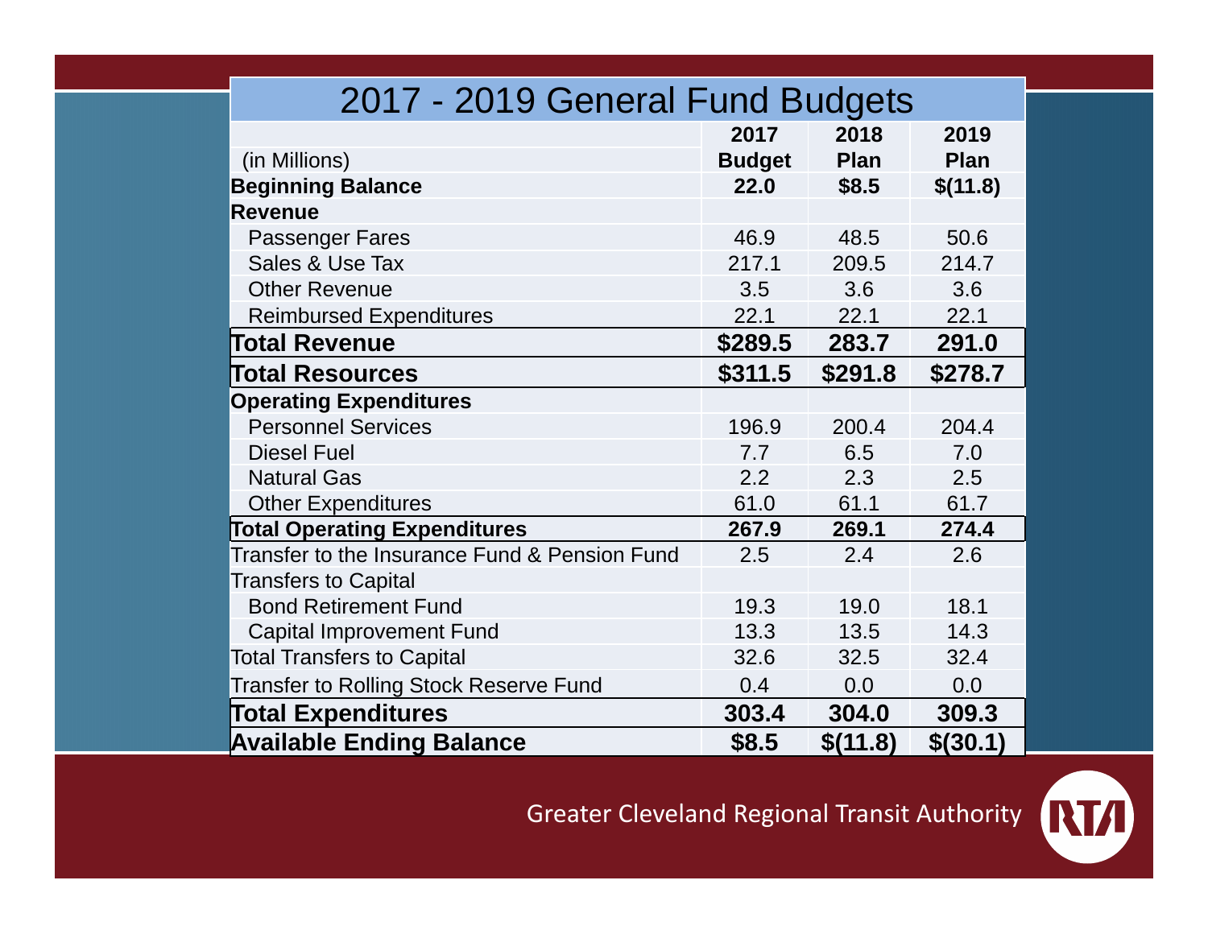# 2017 - 2019 General Fund Budgets

| (in Millions) | 2017 Budget | 2018 Plan | 2019 Plan |
|---|---|---|---|
| **Beginning Balance** | **22.0** | **$8.5** | **$(11.8)** |
| **Revenue** | | | |
| Passenger Fares | 46.9 | 48.5 | 50.6 |
| Sales & Use Tax | 217.1 | 209.5 | 214.7 |
| Other Revenue | 3.5 | 3.6 | 3.6 |
| Reimbursed Expenditures | 22.1 | 22.1 | 22.1 |
| **Total Revenue** | **$289.5** | **283.7** | **291.0** |
| **Total Resources** | **$311.5** | **$291.8** | **$278.7** |
| **Operating Expenditures** | | | |
| Personnel Services | 196.9 | 200.4 | 204.4 |
| Diesel Fuel | 7.7 | 6.5 | 7.0 |
| Natural Gas | 2.2 | 2.3 | 2.5 |
| Other Expenditures | 61.0 | 61.1 | 61.7 |
| **Total Operating Expenditures** | **267.9** | **269.1** | **274.4** |
| Transfer to the Insurance Fund & Pension Fund | 2.5 | 2.4 | 2.6 |
| Transfers to Capital | | | |
| Bond Retirement Fund | 19.3 | 19.0 | 18.1 |
| Capital Improvement Fund | 13.3 | 13.5 | 14.3 |
| Total Transfers to Capital | 32.6 | 32.5 | 32.4 |
| Transfer to Rolling Stock Reserve Fund | 0.4 | 0.0 | 0.0 |
| **Total Expenditures** | **303.4** | **304.0** | **309.3** |
| **Available Ending Balance** | **$8.5** | **$(11.8)** | **$(30.1)** |

Greater Cleveland Regional Transit Authority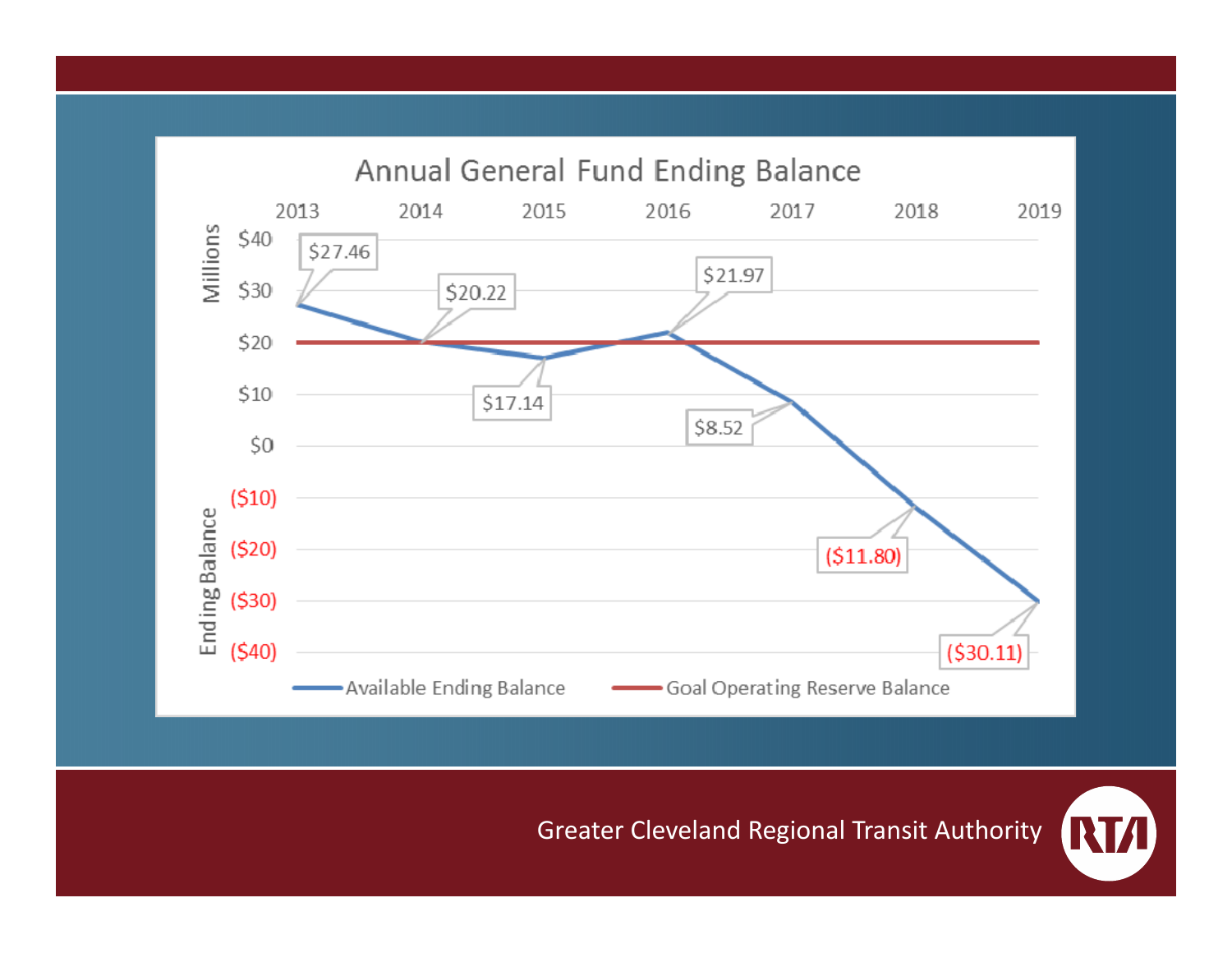## Annual General Fund Ending Balance

| Year | Available Ending Balance (Millions) | Goal Operating Reserve Balance (Millions) |
|---|---|---|
| 2013 | $27.46 | $20 |
| 2014 | $20.22 | $20 |
| 2015 | $17.14 | $20 |
| 2016 | $21.97 | $20 |
| 2017 | $8.52 | $20 |
| 2018 | ($11.80) | $20 |
| 2019 | ($30.11) | $20 |

Greater Cleveland Regional Transit Authority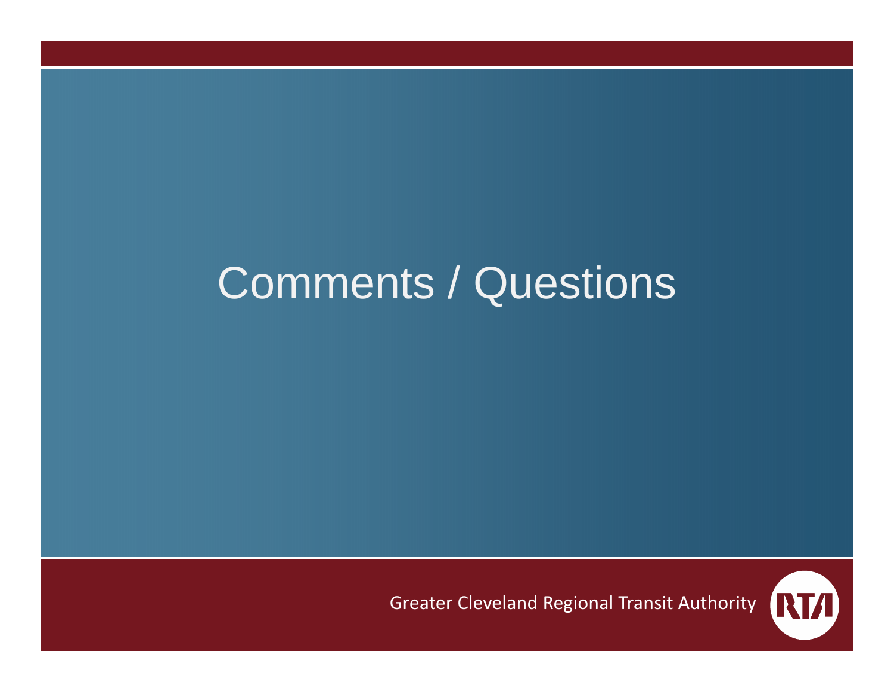# Comments / Questions

Greater Cleveland Regional Transit Authority